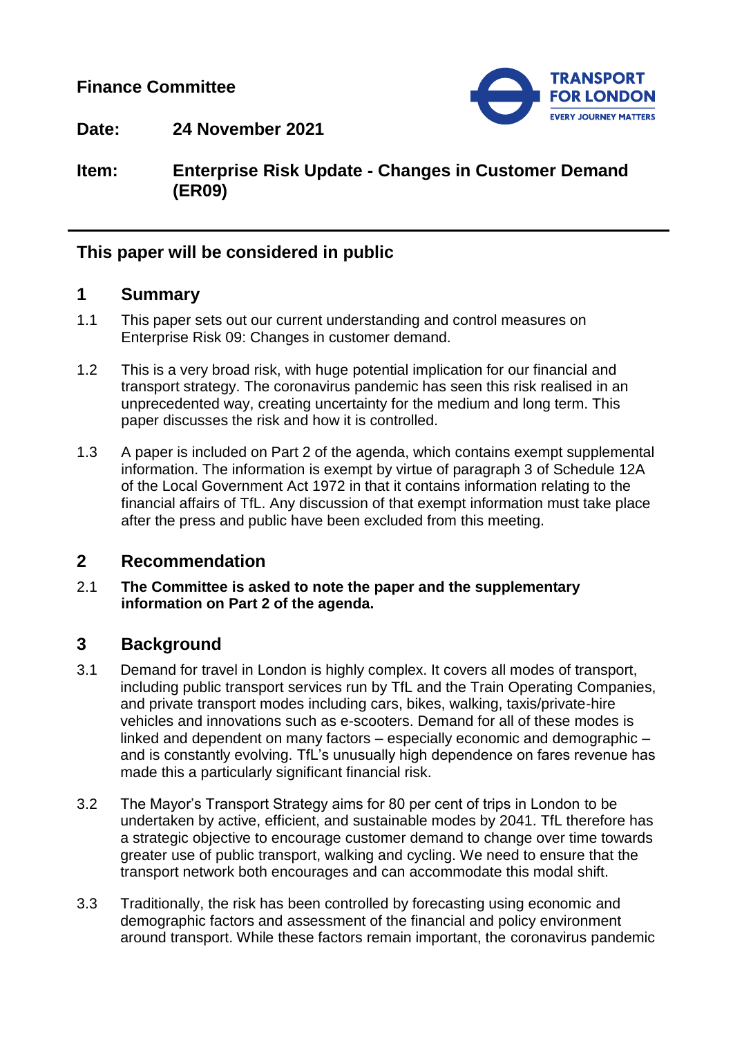**Finance Committee**

**Date:** 24 November 2021

**Item:** Enterprise Risk Update - Changes in Customer Demand (ER09)

---

## This paper will be considered in public

## 1 Summary

1.1 This paper sets out our current understanding and control measures on Enterprise Risk 09: Changes in customer demand.

1.2 This is a very broad risk, with huge potential implication for our financial and transport strategy. The coronavirus pandemic has seen this risk realised in an unprecedented way, creating uncertainty for the medium and long term. This paper discusses the risk and how it is controlled.

1.3 A paper is included on Part 2 of the agenda, which contains exempt supplemental information. The information is exempt by virtue of paragraph 3 of Schedule 12A of the Local Government Act 1972 in that it contains information relating to the financial affairs of TfL. Any discussion of that exempt information must take place after the press and public have been excluded from this meeting.

## 2 Recommendation

2.1 **The Committee is asked to note the paper and the supplementary information on Part 2 of the agenda.**

## 3 Background

3.1 Demand for travel in London is highly complex. It covers all modes of transport, including public transport services run by TfL and the Train Operating Companies, and private transport modes including cars, bikes, walking, taxis/private-hire vehicles and innovations such as e-scooters. Demand for all of these modes is linked and dependent on many factors – especially economic and demographic – and is constantly evolving. TfL's unusually high dependence on fares revenue has made this a particularly significant financial risk.

3.2 The Mayor's Transport Strategy aims for 80 per cent of trips in London to be undertaken by active, efficient, and sustainable modes by 2041. TfL therefore has a strategic objective to encourage customer demand to change over time towards greater use of public transport, walking and cycling. We need to ensure that the transport network both encourages and can accommodate this modal shift.

3.3 Traditionally, the risk has been controlled by forecasting using economic and demographic factors and assessment of the financial and policy environment around transport. While these factors remain important, the coronavirus pandemic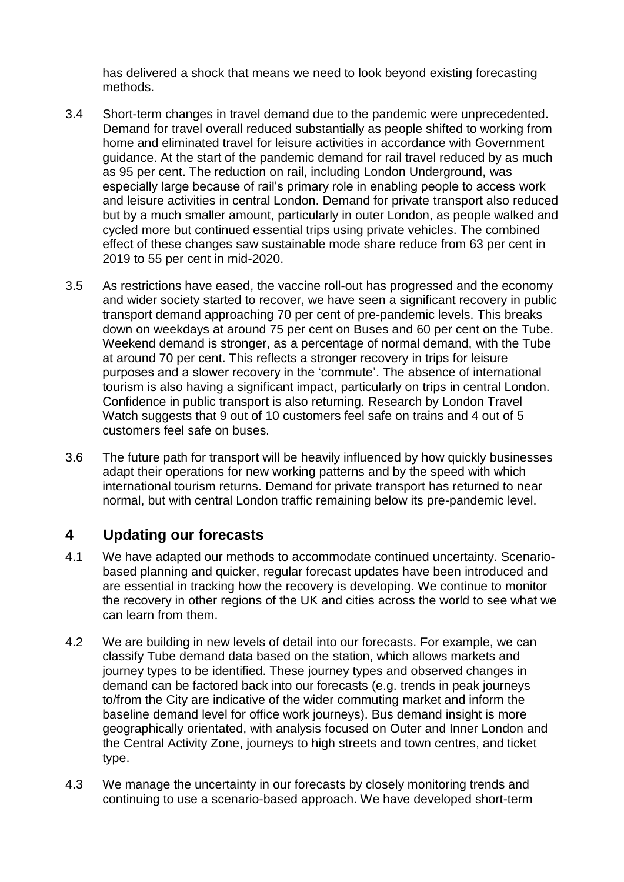has delivered a shock that means we need to look beyond existing forecasting methods.

3.4 Short-term changes in travel demand due to the pandemic were unprecedented. Demand for travel overall reduced substantially as people shifted to working from home and eliminated travel for leisure activities in accordance with Government guidance. At the start of the pandemic demand for rail travel reduced by as much as 95 per cent. The reduction on rail, including London Underground, was especially large because of rail's primary role in enabling people to access work and leisure activities in central London. Demand for private transport also reduced but by a much smaller amount, particularly in outer London, as people walked and cycled more but continued essential trips using private vehicles. The combined effect of these changes saw sustainable mode share reduce from 63 per cent in 2019 to 55 per cent in mid-2020.

3.5 As restrictions have eased, the vaccine roll-out has progressed and the economy and wider society started to recover, we have seen a significant recovery in public transport demand approaching 70 per cent of pre-pandemic levels. This breaks down on weekdays at around 75 per cent on Buses and 60 per cent on the Tube. Weekend demand is stronger, as a percentage of normal demand, with the Tube at around 70 per cent. This reflects a stronger recovery in trips for leisure purposes and a slower recovery in the 'commute'. The absence of international tourism is also having a significant impact, particularly on trips in central London. Confidence in public transport is also returning. Research by London Travel Watch suggests that 9 out of 10 customers feel safe on trains and 4 out of 5 customers feel safe on buses.

3.6 The future path for transport will be heavily influenced by how quickly businesses adapt their operations for new working patterns and by the speed with which international tourism returns. Demand for private transport has returned to near normal, but with central London traffic remaining below its pre-pandemic level.

## 4 Updating our forecasts

4.1 We have adapted our methods to accommodate continued uncertainty. Scenario-based planning and quicker, regular forecast updates have been introduced and are essential in tracking how the recovery is developing. We continue to monitor the recovery in other regions of the UK and cities across the world to see what we can learn from them.

4.2 We are building in new levels of detail into our forecasts. For example, we can classify Tube demand data based on the station, which allows markets and journey types to be identified. These journey types and observed changes in demand can be factored back into our forecasts (e.g. trends in peak journeys to/from the City are indicative of the wider commuting market and inform the baseline demand level for office work journeys). Bus demand insight is more geographically orientated, with analysis focused on Outer and Inner London and the Central Activity Zone, journeys to high streets and town centres, and ticket type.

4.3 We manage the uncertainty in our forecasts by closely monitoring trends and continuing to use a scenario-based approach. We have developed short-term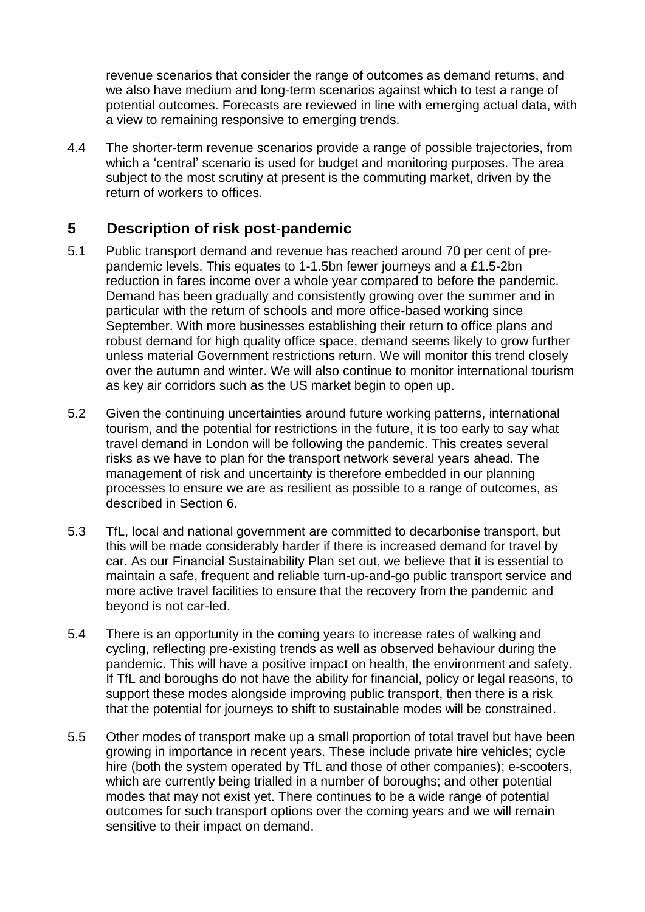revenue scenarios that consider the range of outcomes as demand returns, and we also have medium and long-term scenarios against which to test a range of potential outcomes. Forecasts are reviewed in line with emerging actual data, with a view to remaining responsive to emerging trends.

4.4 The shorter-term revenue scenarios provide a range of possible trajectories, from which a 'central' scenario is used for budget and monitoring purposes. The area subject to the most scrutiny at present is the commuting market, driven by the return of workers to offices.

## 5 Description of risk post-pandemic

5.1 Public transport demand and revenue has reached around 70 per cent of pre-pandemic levels. This equates to 1-1.5bn fewer journeys and a £1.5-2bn reduction in fares income over a whole year compared to before the pandemic. Demand has been gradually and consistently growing over the summer and in particular with the return of schools and more office-based working since September. With more businesses establishing their return to office plans and robust demand for high quality office space, demand seems likely to grow further unless material Government restrictions return. We will monitor this trend closely over the autumn and winter. We will also continue to monitor international tourism as key air corridors such as the US market begin to open up.

5.2 Given the continuing uncertainties around future working patterns, international tourism, and the potential for restrictions in the future, it is too early to say what travel demand in London will be following the pandemic. This creates several risks as we have to plan for the transport network several years ahead. The management of risk and uncertainty is therefore embedded in our planning processes to ensure we are as resilient as possible to a range of outcomes, as described in Section 6.

5.3 TfL, local and national government are committed to decarbonise transport, but this will be made considerably harder if there is increased demand for travel by car. As our Financial Sustainability Plan set out, we believe that it is essential to maintain a safe, frequent and reliable turn-up-and-go public transport service and more active travel facilities to ensure that the recovery from the pandemic and beyond is not car-led.

5.4 There is an opportunity in the coming years to increase rates of walking and cycling, reflecting pre-existing trends as well as observed behaviour during the pandemic. This will have a positive impact on health, the environment and safety. If TfL and boroughs do not have the ability for financial, policy or legal reasons, to support these modes alongside improving public transport, then there is a risk that the potential for journeys to shift to sustainable modes will be constrained.

5.5 Other modes of transport make up a small proportion of total travel but have been growing in importance in recent years. These include private hire vehicles; cycle hire (both the system operated by TfL and those of other companies); e-scooters, which are currently being trialled in a number of boroughs; and other potential modes that may not exist yet. There continues to be a wide range of potential outcomes for such transport options over the coming years and we will remain sensitive to their impact on demand.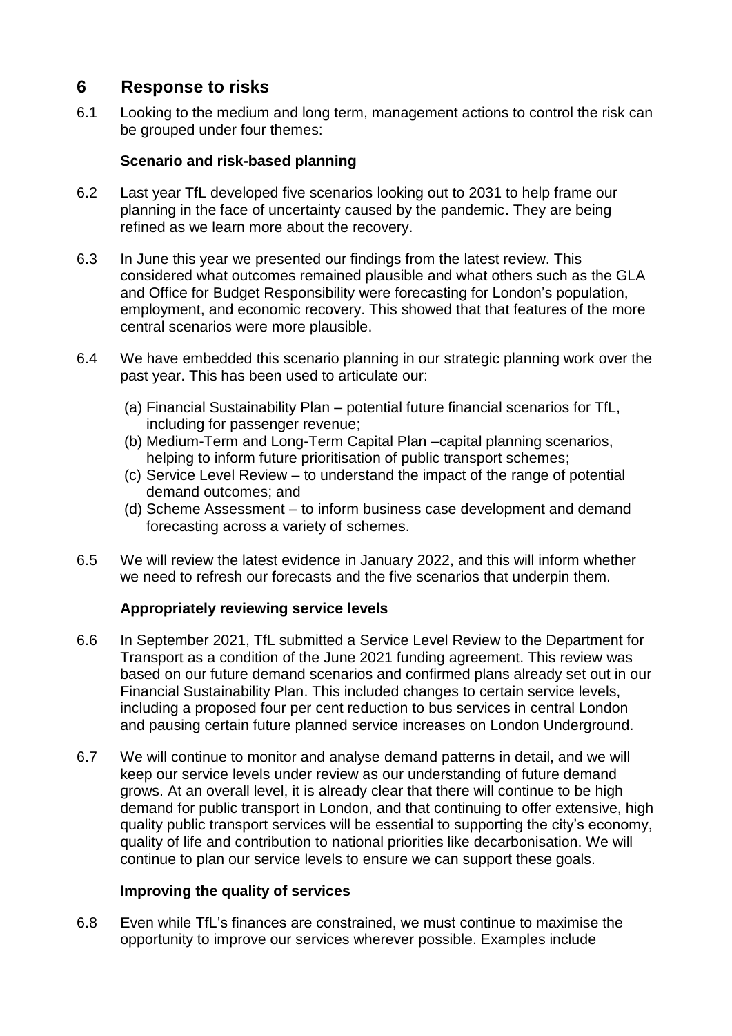## 6 Response to risks

6.1 Looking to the medium and long term, management actions to control the risk can be grouped under four themes:

### Scenario and risk-based planning

6.2 Last year TfL developed five scenarios looking out to 2031 to help frame our planning in the face of uncertainty caused by the pandemic. They are being refined as we learn more about the recovery.

6.3 In June this year we presented our findings from the latest review. This considered what outcomes remained plausible and what others such as the GLA and Office for Budget Responsibility were forecasting for London's population, employment, and economic recovery. This showed that that features of the more central scenarios were more plausible.

6.4 We have embedded this scenario planning in our strategic planning work over the past year. This has been used to articulate our:

(a) Financial Sustainability Plan – potential future financial scenarios for TfL, including for passenger revenue;
(b) Medium-Term and Long-Term Capital Plan –capital planning scenarios, helping to inform future prioritisation of public transport schemes;
(c) Service Level Review – to understand the impact of the range of potential demand outcomes; and
(d) Scheme Assessment – to inform business case development and demand forecasting across a variety of schemes.

6.5 We will review the latest evidence in January 2022, and this will inform whether we need to refresh our forecasts and the five scenarios that underpin them.

### Appropriately reviewing service levels

6.6 In September 2021, TfL submitted a Service Level Review to the Department for Transport as a condition of the June 2021 funding agreement. This review was based on our future demand scenarios and confirmed plans already set out in our Financial Sustainability Plan. This included changes to certain service levels, including a proposed four per cent reduction to bus services in central London and pausing certain future planned service increases on London Underground.

6.7 We will continue to monitor and analyse demand patterns in detail, and we will keep our service levels under review as our understanding of future demand grows. At an overall level, it is already clear that there will continue to be high demand for public transport in London, and that continuing to offer extensive, high quality public transport services will be essential to supporting the city's economy, quality of life and contribution to national priorities like decarbonisation. We will continue to plan our service levels to ensure we can support these goals.

### Improving the quality of services

6.8 Even while TfL's finances are constrained, we must continue to maximise the opportunity to improve our services wherever possible. Examples include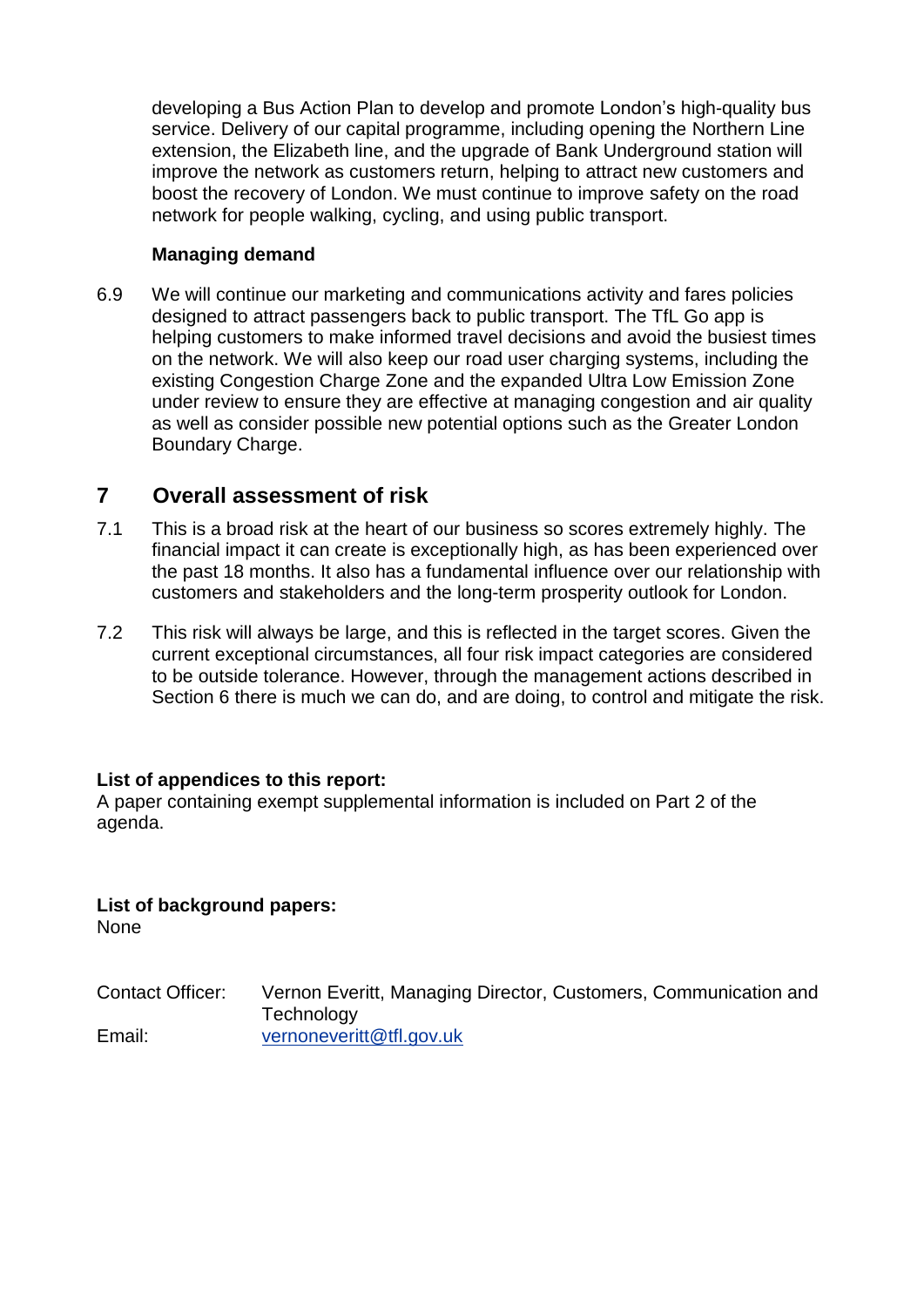developing a Bus Action Plan to develop and promote London's high-quality bus service. Delivery of our capital programme, including opening the Northern Line extension, the Elizabeth line, and the upgrade of Bank Underground station will improve the network as customers return, helping to attract new customers and boost the recovery of London. We must continue to improve safety on the road network for people walking, cycling, and using public transport.

**Managing demand**

6.9 We will continue our marketing and communications activity and fares policies designed to attract passengers back to public transport. The TfL Go app is helping customers to make informed travel decisions and avoid the busiest times on the network. We will also keep our road user charging systems, including the existing Congestion Charge Zone and the expanded Ultra Low Emission Zone under review to ensure they are effective at managing congestion and air quality as well as consider possible new potential options such as the Greater London Boundary Charge.

## 7 Overall assessment of risk

7.1 This is a broad risk at the heart of our business so scores extremely highly. The financial impact it can create is exceptionally high, as has been experienced over the past 18 months. It also has a fundamental influence over our relationship with customers and stakeholders and the long-term prosperity outlook for London.

7.2 This risk will always be large, and this is reflected in the target scores. Given the current exceptional circumstances, all four risk impact categories are considered to be outside tolerance. However, through the management actions described in Section 6 there is much we can do, and are doing, to control and mitigate the risk.

**List of appendices to this report:**
A paper containing exempt supplemental information is included on Part 2 of the agenda.

**List of background papers:**
None

Contact Officer: Vernon Everitt, Managing Director, Customers, Communication and Technology
Email: vernoneveritt@tfl.gov.uk